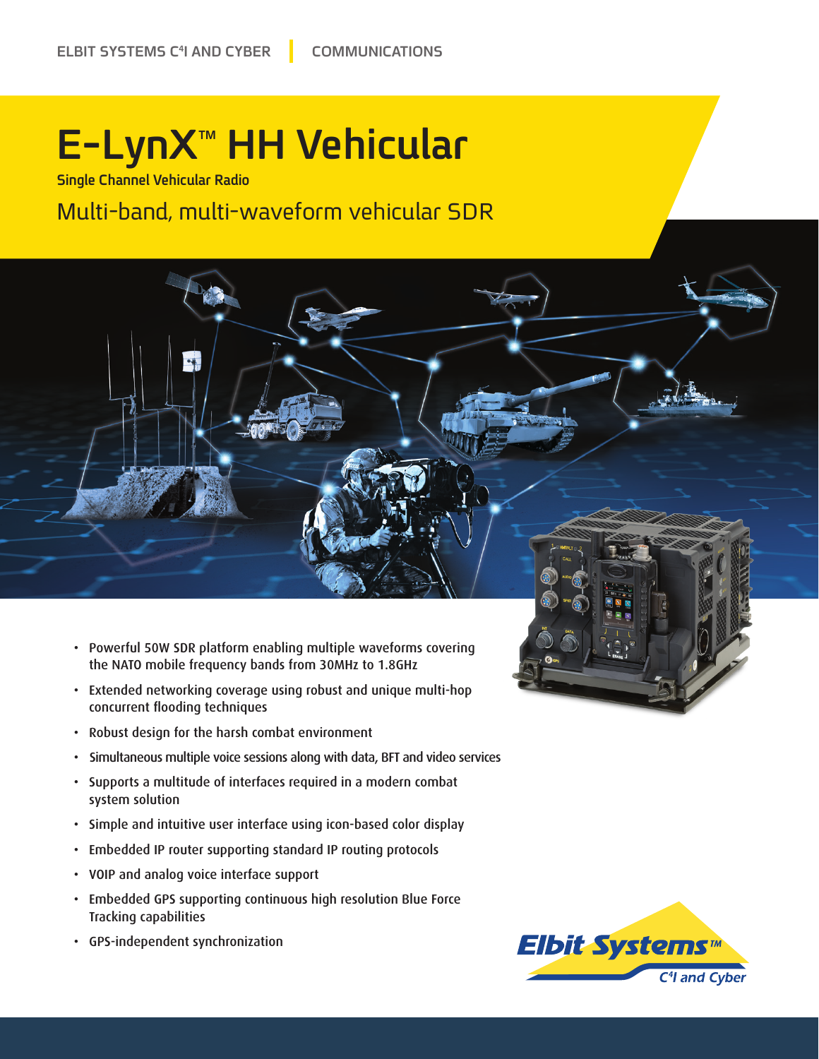ELBIT SYSTEMS C4I AND CYBER | COMMUNICATIONS

# E-LynX™ HH Vehicular

Single Channel Vehicular Radio

## Multi-band, multi-waveform vehicular SDR

- Powerful 50W SDR platform enabling multiple waveforms covering the NATO mobile frequency bands from 30MHz to 1.8GHz
- Extended networking coverage using robust and unique multi-hop concurrent flooding techniques
- Robust design for the harsh combat environment
- Simultaneous multiple voice sessions along with data, BFT and video services
- Supports a multitude of interfaces required in a modern combat system solution
- Simple and intuitive user interface using icon-based color display
- Embedded IP router supporting standard IP routing protocols
- VOIP and analog voice interface support
- Embedded GPS supporting continuous high resolution Blue Force Tracking capabilities
- GPS-independent synchronization

Elbit Systems™ C4I and Cyber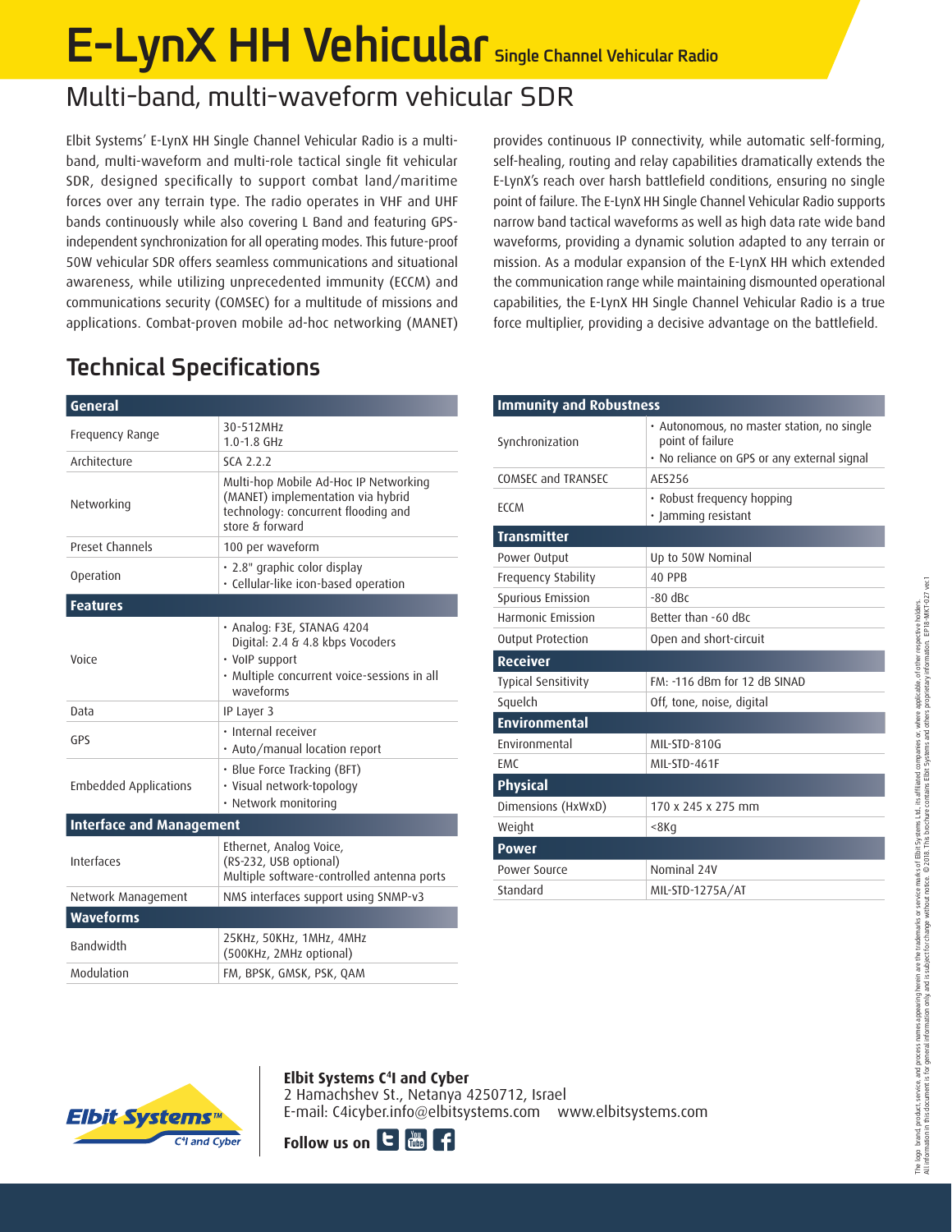# E-LynX HH Vehicular Single Channel Vehicular Radio

## Multi-band, multi-waveform vehicular SDR

Elbit Systems' E-LynX HH Single Channel Vehicular Radio is a multi-band, multi-waveform and multi-role tactical single fit vehicular SDR, designed specifically to support combat land/maritime forces over any terrain type. The radio operates in VHF and UHF bands continuously while also covering L Band and featuring GPS-independent synchronization for all operating modes. This future-proof 50W vehicular SDR offers seamless communications and situational awareness, while utilizing unprecedented immunity (ECCM) and communications security (COMSEC) for a multitude of missions and applications. Combat-proven mobile ad-hoc networking (MANET) provides continuous IP connectivity, while automatic self-forming, self-healing, routing and relay capabilities dramatically extends the E-LynX's reach over harsh battlefield conditions, ensuring no single point of failure. The E-LynX HH Single Channel Vehicular Radio supports narrow band tactical waveforms as well as high data rate wide band waveforms, providing a dynamic solution adapted to any terrain or mission. As a modular expansion of the E-LynX HH which extended the communication range while maintaining dismounted operational capabilities, the E-LynX HH Single Channel Vehicular Radio is a true force multiplier, providing a decisive advantage on the battlefield.

## Technical Specifications

| General | |
|---|---|
| Frequency Range | 30-512MHz<br>1.0-1.8 GHz |
| Architecture | SCA 2.2.2 |
| Networking | Multi-hop Mobile Ad-Hoc IP Networking (MANET) implementation via hybrid technology: concurrent flooding and store & forward |
| Preset Channels | 100 per waveform |
| Operation | • 2.8" graphic color display<br>• Cellular-like icon-based operation |
| **Features** | |
| Voice | • Analog: F3E, STANAG 4204<br>Digital: 2.4 & 4.8 kbps Vocoders<br>• VoIP support<br>• Multiple concurrent voice-sessions in all waveforms |
| Data | IP Layer 3 |
| GPS | • Internal receiver<br>• Auto/manual location report |
| Embedded Applications | • Blue Force Tracking (BFT)<br>• Visual network-topology<br>• Network monitoring |
| **Interface and Management** | |
| Interfaces | Ethernet, Analog Voice,<br>(RS-232, USB optional)<br>Multiple software-controlled antenna ports |
| Network Management | NMS interfaces support using SNMP-v3 |
| **Waveforms** | |
| Bandwidth | 25KHz, 50KHz, 1MHz, 4MHz<br>(500KHz, 2MHz optional) |
| Modulation | FM, BPSK, GMSK, PSK, QAM |

| Immunity and Robustness | |
|---|---|
| Synchronization | • Autonomous, no master station, no single point of failure<br>• No reliance on GPS or any external signal |
| COMSEC and TRANSEC | AES256 |
| ECCM | • Robust frequency hopping<br>• Jamming resistant |
| **Transmitter** | |
| Power Output | Up to 50W Nominal |
| Frequency Stability | 40 PPB |
| Spurious Emission | -80 dBc |
| Harmonic Emission | Better than -60 dBc |
| Output Protection | Open and short-circuit |
| **Receiver** | |
| Typical Sensitivity | FM: -116 dBm for 12 dB SINAD |
| Squelch | Off, tone, noise, digital |
| **Environmental** | |
| Environmental | MIL-STD-810G |
| EMC | MIL-STD-461F |
| **Physical** | |
| Dimensions (HxWxD) | 170 x 245 x 275 mm |
| Weight | <8Kg |
| **Power** | |
| Power Source | Nominal 24V |
| Standard | MIL-STD-1275A/AT |

Elbit Systems C4I and Cyber

**Elbit Systems C4I and Cyber**
2 Hamachshev St., Netanya 4250712, Israel
E-mail: C4icyber.info@elbitsystems.com www.elbitsystems.com

**Follow us on**

The logo, brand, product, service and process names appearing herein are the trademarks or service marks of Elbit Systems Ltd., its affiliated companies or, where applicable, of other respective holders. All information in this document is for general information only and is subject for change without notice. © 2018. This brochure contains Elbit Systems and others proprietary information. EP18-MKT-027 ver.1